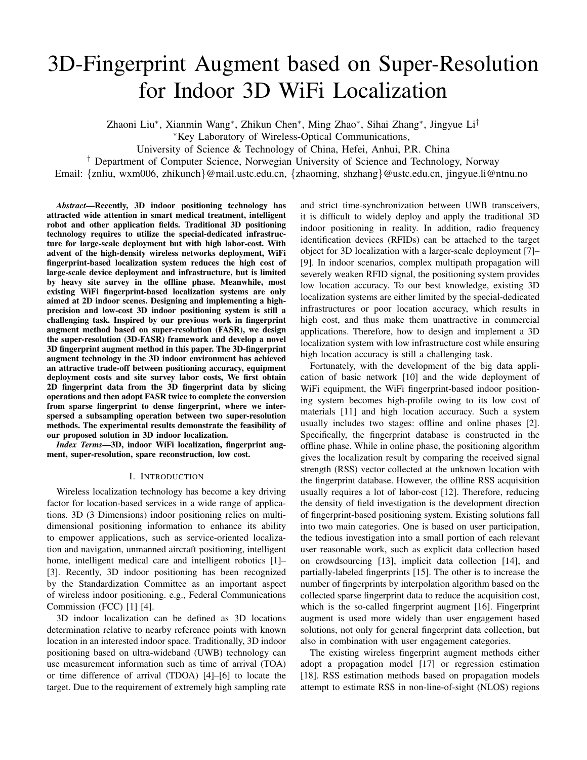# 3D-Fingerprint Augment based on Super-Resolution for Indoor 3D WiFi Localization

Zhaoni Liu*, Xianmin Wang*, Zhikun Chen*, Ming Zhao*, Sihai Zhang*, Jingyue Li†

*Key Laboratory of Wireless-Optical Communications,
University of Science & Technology of China, Hefei, Anhui, P.R. China

† Department of Computer Science, Norwegian University of Science and Technology, Norway

Email: {znliu, wxm006, zhikunch}@mail.ustc.edu.cn, {zhaoming, shzhang}@ustc.edu.cn, jingyue.li@ntnu.no

***Abstract*—Recently, 3D indoor positioning technology has attracted wide attention in smart medical treatment, intelligent robot and other application fields. Traditional 3D positioning technology requires to utilize the special-dedicated infrastructure for large-scale deployment but with high labor-cost. With advent of the high-density wireless networks deployment, WiFi fingerprint-based localization system reduces the high cost of large-scale device deployment and infrastructure, but is limited by heavy site survey in the offline phase. Meanwhile, most existing WiFi fingerprint-based localization systems are only aimed at 2D indoor scenes. Designing and implementing a high-precision and low-cost 3D indoor positioning system is still a challenging task. Inspired by our previous work in fingerprint augment method based on super-resolution (FASR), we design the super-resolution (3D-FASR) framework and develop a novel 3D fingerprint augment method in this paper. The 3D-fingerprint augment technology in the 3D indoor environment has achieved an attractive trade-off between positioning accuracy, equipment deployment costs and site survey labor costs, We first obtain 2D fingerprint data from the 3D fingerprint data by slicing operations and then adopt FASR twice to complete the conversion from sparse fingerprint to dense fingerprint, where we interspersed a subsampling operation between two super-resolution methods. The experimental results demonstrate the feasibility of our proposed solution in 3D indoor localization.**

***Index Terms*—3D, indoor WiFi localization, fingerprint augment, super-resolution, spare reconstruction, low cost.**

## I. Introduction

Wireless localization technology has become a key driving factor for location-based services in a wide range of applications. 3D (3 Dimensions) indoor positioning relies on multi-dimensional positioning information to enhance its ability to empower applications, such as service-oriented localization and navigation, unmanned aircraft positioning, intelligent home, intelligent medical care and intelligent robotics [1]–[3]. Recently, 3D indoor positioning has been recognized by the Standardization Committee as an important aspect of wireless indoor positioning. e.g., Federal Communications Commission (FCC) [1] [4].

3D indoor localization can be defined as 3D locations determination relative to nearby reference points with known location in an interested indoor space. Traditionally, 3D indoor positioning based on ultra-wideband (UWB) technology can use measurement information such as time of arrival (TOA) or time difference of arrival (TDOA) [4]–[6] to locate the target. Due to the requirement of extremely high sampling rate and strict time-synchronization between UWB transceivers, it is difficult to widely deploy and apply the traditional 3D indoor positioning in reality. In addition, radio frequency identification devices (RFIDs) can be attached to the target object for 3D localization with a larger-scale deployment [7]–[9]. In indoor scenarios, complex multipath propagation will severely weaken RFID signal, the positioning system provides low location accuracy. To our best knowledge, existing 3D localization systems are either limited by the special-dedicated infrastructures or poor location accuracy, which results in high cost, and thus make them unattractive in commercial applications. Therefore, how to design and implement a 3D localization system with low infrastructure cost while ensuring high location accuracy is still a challenging task.

Fortunately, with the development of the big data application of basic network [10] and the wide deployment of WiFi equipment, the WiFi fingerprint-based indoor positioning system becomes high-profile owing to its low cost of materials [11] and high location accuracy. Such a system usually includes two stages: offline and online phases [2]. Specifically, the fingerprint database is constructed in the offline phase. While in online phase, the positioning algorithm gives the localization result by comparing the received signal strength (RSS) vector collected at the unknown location with the fingerprint database. However, the offline RSS acquisition usually requires a lot of labor-cost [12]. Therefore, reducing the density of field investigation is the development direction of fingerprint-based positioning system. Existing solutions fall into two main categories. One is based on user participation, the tedious investigation into a small portion of each relevant user reasonable work, such as explicit data collection based on crowdsourcing [13], implicit data collection [14], and partially-labeled fingerprints [15]. The other is to increase the number of fingerprints by interpolation algorithm based on the collected sparse fingerprint data to reduce the acquisition cost, which is the so-called fingerprint augment [16]. Fingerprint augment is used more widely than user engagement based solutions, not only for general fingerprint data collection, but also in combination with user engagement categories.

The existing wireless fingerprint augment methods either adopt a propagation model [17] or regression estimation [18]. RSS estimation methods based on propagation models attempt to estimate RSS in non-line-of-sight (NLOS) regions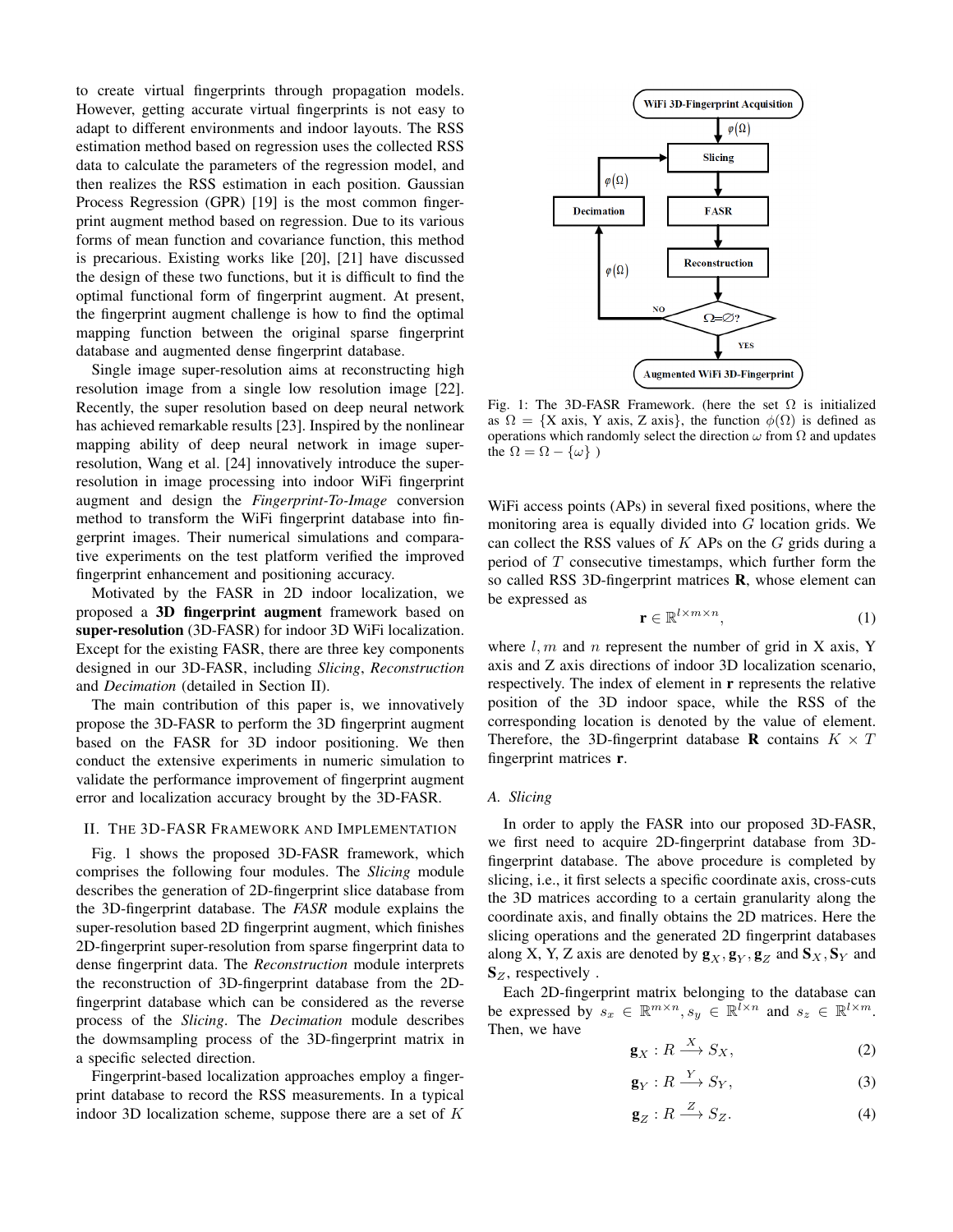to create virtual fingerprints through propagation models. However, getting accurate virtual fingerprints is not easy to adapt to different environments and indoor layouts. The RSS estimation method based on regression uses the collected RSS data to calculate the parameters of the regression model, and then realizes the RSS estimation in each position. Gaussian Process Regression (GPR) [19] is the most common fingerprint augment method based on regression. Due to its various forms of mean function and covariance function, this method is precarious. Existing works like [20], [21] have discussed the design of these two functions, but it is difficult to find the optimal functional form of fingerprint augment. At present, the fingerprint augment challenge is how to find the optimal mapping function between the original sparse fingerprint database and augmented dense fingerprint database.

Single image super-resolution aims at reconstructing high resolution image from a single low resolution image [22]. Recently, the super resolution based on deep neural network has achieved remarkable results [23]. Inspired by the nonlinear mapping ability of deep neural network in image super-resolution, Wang et al. [24] innovatively introduce the super-resolution in image processing into indoor WiFi fingerprint augment and design the *Fingerprint-To-Image* conversion method to transform the WiFi fingerprint database into fingerprint images. Their numerical simulations and comparative experiments on the test platform verified the improved fingerprint enhancement and positioning accuracy.

Motivated by the FASR in 2D indoor localization, we proposed a **3D fingerprint augment** framework based on **super-resolution** (3D-FASR) for indoor 3D WiFi localization. Except for the existing FASR, there are three key components designed in our 3D-FASR, including *Slicing*, *Reconstruction* and *Decimation* (detailed in Section II).

The main contribution of this paper is, we innovatively propose the 3D-FASR to perform the 3D fingerprint augment based on the FASR for 3D indoor positioning. We then conduct the extensive experiments in numeric simulation to validate the performance improvement of fingerprint augment error and localization accuracy brought by the 3D-FASR.

## II. The 3D-FASR Framework and Implementation

Fig. 1 shows the proposed 3D-FASR framework, which comprises the following four modules. The *Slicing* module describes the generation of 2D-fingerprint slice database from the 3D-fingerprint database. The *FASR* module explains the super-resolution based 2D fingerprint augment, which finishes 2D-fingerprint super-resolution from sparse fingerprint data to dense fingerprint data. The *Reconstruction* module interprets the reconstruction of 3D-fingerprint database from the 2D-fingerprint database which can be considered as the reverse process of the *Slicing*. The *Decimation* module describes the dowmsampling process of the 3D-fingerprint matrix in a specific selected direction.

WiFi 3D-Fingerprint Acquisition → $\varphi(\Omega)$ → Slicing → FASR → Reconstruction → $\Omega=\varnothing$? — NO → $\varphi(\Omega)$ → Decimation → $\varphi(\Omega)$ → Slicing; YES → Augmented WiFi 3D-Fingerprint

Fig. 1: The 3D-FASR Framework. (here the set $\Omega$ is initialized as $\Omega = \{\text{X axis, Y axis, Z axis}\}$, the function $\phi(\Omega)$ is defined as operations which randomly select the direction $\omega$ from $\Omega$ and updates the $\Omega = \Omega - \{\omega\}$ )

Fingerprint-based localization approaches employ a fingerprint database to record the RSS measurements. In a typical indoor 3D localization scheme, suppose there are a set of $K$ WiFi access points (APs) in several fixed positions, where the monitoring area is equally divided into $G$ location grids. We can collect the RSS values of $K$ APs on the $G$ grids during a period of $T$ consecutive timestamps, which further form the so called RSS 3D-fingerprint matrices $\mathbf{R}$, whose element can be expressed as

$$\mathbf{r} \in \mathbb{R}^{l \times m \times n}, \tag{1}$$

where $l, m$ and $n$ represent the number of grid in X axis, Y axis and Z axis directions of indoor 3D localization scenario, respectively. The index of element in $\mathbf{r}$ represents the relative position of the 3D indoor space, while the RSS of the corresponding location is denoted by the value of element. Therefore, the 3D-fingerprint database $\mathbf{R}$ contains $K \times T$ fingerprint matrices $\mathbf{r}$.

### A. Slicing

In order to apply the FASR into our proposed 3D-FASR, we first need to acquire 2D-fingerprint database from 3D-fingerprint database. The above procedure is completed by slicing, i.e., it first selects a specific coordinate axis, cross-cuts the 3D matrices according to a certain granularity along the coordinate axis, and finally obtains the 2D matrices. Here the slicing operations and the generated 2D fingerprint databases along X, Y, Z axis are denoted by $\mathbf{g}_X, \mathbf{g}_Y, \mathbf{g}_Z$ and $\mathbf{S}_X, \mathbf{S}_Y$ and $\mathbf{S}_Z$, respectively .

Each 2D-fingerprint matrix belonging to the database can be expressed by $s_x \in \mathbb{R}^{m \times n}, s_y \in \mathbb{R}^{l \times n}$ and $s_z \in \mathbb{R}^{l \times m}$. Then, we have

$$\mathbf{g}_X : R \xrightarrow{X} S_X, \tag{2}$$

$$\mathbf{g}_Y : R \xrightarrow{Y} S_Y, \tag{3}$$

$$\mathbf{g}_Z : R \xrightarrow{Z} S_Z. \tag{4}$$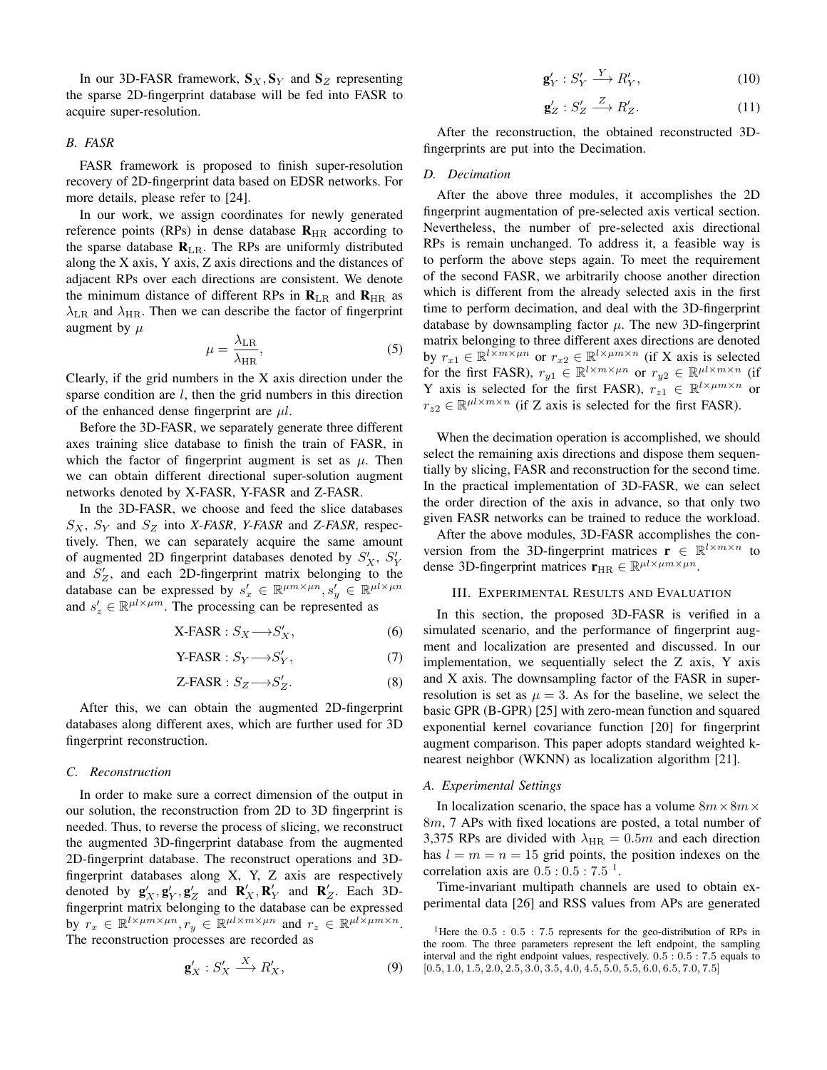In our 3D-FASR framework, $\mathbf{S}_X, \mathbf{S}_Y$ and $\mathbf{S}_Z$ representing the sparse 2D-fingerprint database will be fed into FASR to acquire super-resolution.

### *B. FASR*

FASR framework is proposed to finish super-resolution recovery of 2D-fingerprint data based on EDSR networks. For more details, please refer to [24].

In our work, we assign coordinates for newly generated reference points (RPs) in dense database $\mathbf{R}_{\mathrm{HR}}$ according to the sparse database $\mathbf{R}_{\mathrm{LR}}$. The RPs are uniformly distributed along the X axis, Y axis, Z axis directions and the distances of adjacent RPs over each directions are consistent. We denote the minimum distance of different RPs in $\mathbf{R}_{\mathrm{LR}}$ and $\mathbf{R}_{\mathrm{HR}}$ as $\lambda_{\mathrm{LR}}$ and $\lambda_{\mathrm{HR}}$. Then we can describe the factor of fingerprint augment by $\mu$

$$\mu = \frac{\lambda_{\mathrm{LR}}}{\lambda_{\mathrm{HR}}}, \tag{5}$$

Clearly, if the grid numbers in the X axis direction under the sparse condition are $l$, then the grid numbers in this direction of the enhanced dense fingerprint are $\mu l$.

Before the 3D-FASR, we separately generate three different axes training slice database to finish the train of FASR, in which the factor of fingerprint augment is set as $\mu$. Then we can obtain different directional super-solution augment networks denoted by X-FASR, Y-FASR and Z-FASR.

In the 3D-FASR, we choose and feed the slice databases $S_X$, $S_Y$ and $S_Z$ into *X-FASR*, *Y-FASR* and *Z-FASR*, respectively. Then, we can separately acquire the same amount of augmented 2D fingerprint databases denoted by $S'_X$, $S'_Y$ and $S'_Z$, and each 2D-fingerprint matrix belonging to the database can be expressed by $s'_x \in \mathbb{R}^{\mu m \times \mu n}, s'_y \in \mathbb{R}^{\mu l \times \mu n}$ and $s'_z \in \mathbb{R}^{\mu l \times \mu m}$. The processing can be represented as

$$\text{X-FASR} : S_X \longrightarrow S'_X, \tag{6}$$

$$\text{Y-FASR} : S_Y \longrightarrow S'_Y, \tag{7}$$

$$\text{Z-FASR} : S_Z \longrightarrow S'_Z. \tag{8}$$

After this, we can obtain the augmented 2D-fingerprint databases along different axes, which are further used for 3D fingerprint reconstruction.

### *C. Reconstruction*

In order to make sure a correct dimension of the output in our solution, the reconstruction from 2D to 3D fingerprint is needed. Thus, to reverse the process of slicing, we reconstruct the augmented 3D-fingerprint database from the augmented 2D-fingerprint database. The reconstruct operations and 3D-fingerprint databases along X, Y, Z axis are respectively denoted by $\mathbf{g}'_X, \mathbf{g}'_Y, \mathbf{g}'_Z$ and $\mathbf{R}'_X, \mathbf{R}'_Y$ and $\mathbf{R}'_Z$. Each 3D-fingerprint matrix belonging to the database can be expressed by $r_x \in \mathbb{R}^{l \times \mu m \times \mu n}, r_y \in \mathbb{R}^{\mu l \times m \times \mu n}$ and $r_z \in \mathbb{R}^{\mu l \times \mu m \times n}$. The reconstruction processes are recorded as

$$\mathbf{g}'_X : S'_X \xrightarrow{X} R'_X, \tag{9}$$

$$\mathbf{g}'_Y : S'_Y \xrightarrow{Y} R'_Y, \tag{10}$$

$$\mathbf{g}'_Z : S'_Z \xrightarrow{Z} R'_Z. \tag{11}$$

After the reconstruction, the obtained reconstructed 3D-fingerprints are put into the Decimation.

### *D. Decimation*

After the above three modules, it accomplishes the 2D fingerprint augmentation of pre-selected axis vertical section. Nevertheless, the number of pre-selected axis directional RPs is remain unchanged. To address it, a feasible way is to perform the above steps again. To meet the requirement of the second FASR, we arbitrarily choose another direction which is different from the already selected axis in the first time to perform decimation, and deal with the new 3D-fingerprint database by downsampling factor $\mu$. The new 3D-fingerprint matrix belonging to three different axes directions are denoted by $r_{x1} \in \mathbb{R}^{l \times m \times \mu n}$ or $r_{x2} \in \mathbb{R}^{l \times \mu m \times n}$ (if X axis is selected for the first FASR), $r_{y1} \in \mathbb{R}^{l \times m \times \mu n}$ or $r_{y2} \in \mathbb{R}^{\mu l \times m \times n}$ (if Y axis is selected for the first FASR), $r_{z1} \in \mathbb{R}^{l \times \mu m \times n}$ or $r_{z2} \in \mathbb{R}^{\mu l \times m \times n}$ (if Z axis is selected for the first FASR).

When the decimation operation is accomplished, we should select the remaining axis directions and dispose them sequentially by slicing, FASR and reconstruction for the second time. In the practical implementation of 3D-FASR, we can select the order direction of the axis in advance, so that only two given FASR networks can be trained to reduce the workload.

After the above modules, 3D-FASR accomplishes the conversion from the 3D-fingerprint matrices $\mathbf{r} \in \mathbb{R}^{l \times m \times n}$ to dense 3D-fingerprint matrices $\mathbf{r}_{\mathrm{HR}} \in \mathbb{R}^{\mu l \times \mu m \times \mu n}$.

## III. Experimental Results and Evaluation

In this section, the proposed 3D-FASR is verified in a simulated scenario, and the performance of fingerprint augment and localization are presented and discussed. In our implementation, we sequentially select the Z axis, Y axis and X axis. The downsampling factor of the FASR in super-resolution is set as $\mu = 3$. As for the baseline, we select the basic GPR (B-GPR) [25] with zero-mean function and squared exponential kernel covariance function [20] for fingerprint augment comparison. This paper adopts standard weighted k-nearest neighbor (WKNN) as localization algorithm [21].

### *A. Experimental Settings*

In localization scenario, the space has a volume $8m \times 8m \times 8m$, 7 APs with fixed locations are posted, a total number of 3,375 RPs are divided with $\lambda_{\mathrm{HR}} = 0.5m$ and each direction has $l = m = n = 15$ grid points, the position indexes on the correlation axis are $0.5 : 0.5 : 7.5$ [1].

Time-invariant multipath channels are used to obtain experimental data [26] and RSS values from APs are generated

[1]Here the $0.5 : 0.5 : 7.5$ represents for the geo-distribution of RPs in the room. The three parameters represent the left endpoint, the sampling interval and the right endpoint values, respectively. $0.5 : 0.5 : 7.5$ equals to $[0.5, 1.0, 1.5, 2.0, 2.5, 3.0, 3.5, 4.0, 4.5, 5.0, 5.5, 6.0, 6.5, 7.0, 7.5]$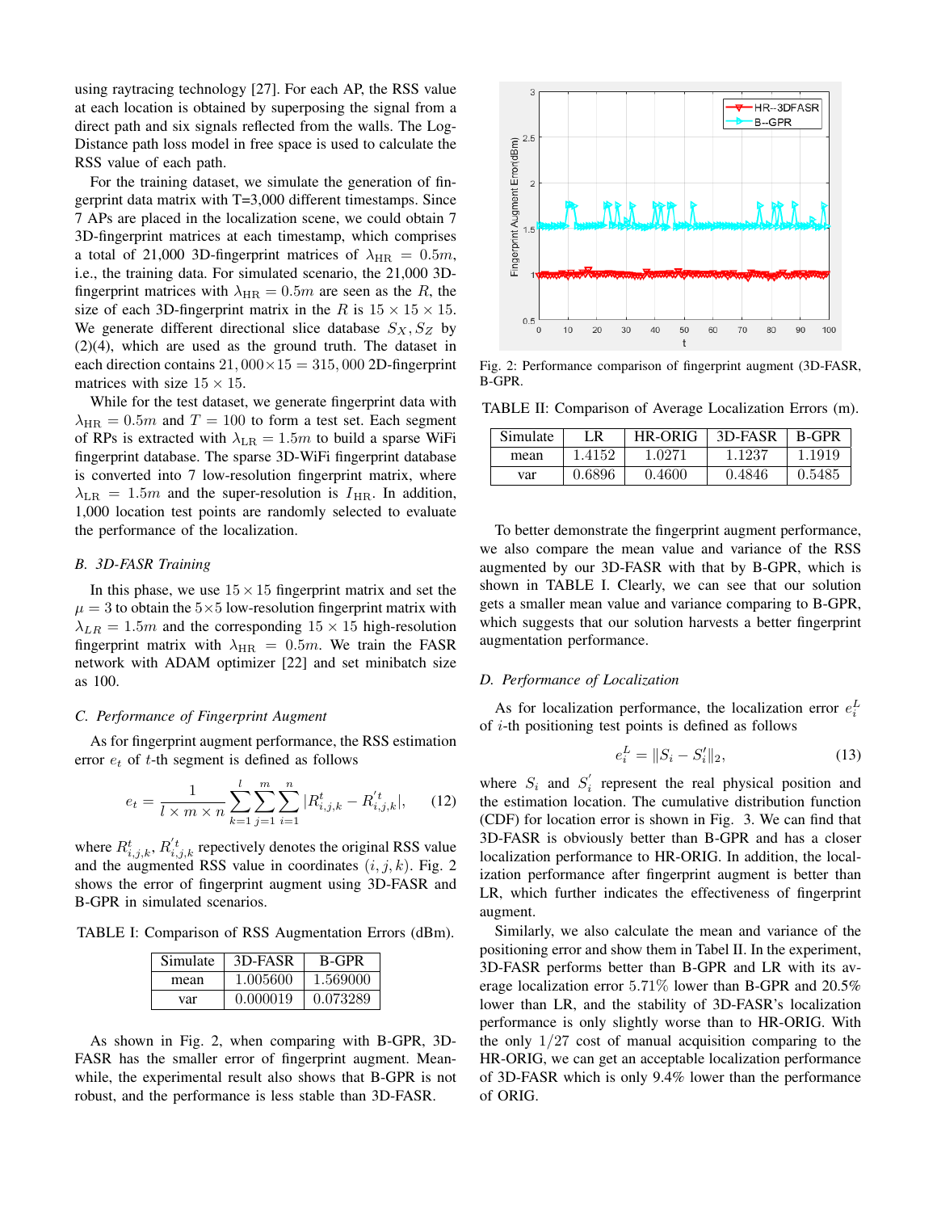using raytracing technology [27]. For each AP, the RSS value at each location is obtained by superposing the signal from a direct path and six signals reflected from the walls. The Log-Distance path loss model in free space is used to calculate the RSS value of each path.

For the training dataset, we simulate the generation of fingerprint data matrix with T=3,000 different timestamps. Since 7 APs are placed in the localization scene, we could obtain 7 3D-fingerprint matrices at each timestamp, which comprises a total of 21,000 3D-fingerprint matrices of $\lambda_{\rm HR} = 0.5m$, i.e., the training data. For simulated scenario, the 21,000 3D-fingerprint matrices with $\lambda_{\rm HR} = 0.5m$ are seen as the $R$, the size of each 3D-fingerprint matrix in the $R$ is $15 \times 15 \times 15$. We generate different directional slice database $S_X, S_Z$ by (2)(4), which are used as the ground truth. The dataset in each direction contains $21,000 \times 15 = 315,000$ 2D-fingerprint matrices with size $15 \times 15$.

While for the test dataset, we generate fingerprint data with $\lambda_{\rm HR} = 0.5m$ and $T = 100$ to form a test set. Each segment of RPs is extracted with $\lambda_{\rm LR} = 1.5m$ to build a sparse WiFi fingerprint database. The sparse 3D-WiFi fingerprint database is converted into 7 low-resolution fingerprint matrix, where $\lambda_{\rm LR} = 1.5m$ and the super-resolution is $I_{\rm HR}$. In addition, 1,000 location test points are randomly selected to evaluate the performance of the localization.

### B. 3D-FASR Training

In this phase, we use $15 \times 15$ fingerprint matrix and set the $\mu = 3$ to obtain the $5 \times 5$ low-resolution fingerprint matrix with $\lambda_{LR} = 1.5m$ and the corresponding $15 \times 15$ high-resolution fingerprint matrix with $\lambda_{\rm HR} = 0.5m$. We train the FASR network with ADAM optimizer [22] and set minibatch size as 100.

### C. Performance of Fingerprint Augment

As for fingerprint augment performance, the RSS estimation error $e_t$ of $t$-th segment is defined as follows

$$e_t = \frac{1}{l \times m \times n} \sum_{k=1}^{l} \sum_{j=1}^{m} \sum_{i=1}^{n} |R^t_{i,j,k} - R'^t_{i,j,k}|, \tag{12}$$

where $R^t_{i,j,k}$, $R'^t_{i,j,k}$ repectively denotes the original RSS value and the augmented RSS value in coordinates $(i, j, k)$. Fig. 2 shows the error of fingerprint augment using 3D-FASR and B-GPR in simulated scenarios.

TABLE I: Comparison of RSS Augmentation Errors (dBm).

| Simulate | 3D-FASR | B-GPR |
|---|---|---|
| mean | 1.005600 | 1.569000 |
| var | 0.000019 | 0.073289 |

As shown in Fig. 2, when comparing with B-GPR, 3D-FASR has the smaller error of fingerprint augment. Meanwhile, the experimental result also shows that B-GPR is not robust, and the performance is less stable than 3D-FASR.

Fig. 2: Performance comparison of fingerprint augment (3D-FASR, B-GPR.

TABLE II: Comparison of Average Localization Errors (m).

| Simulate | LR | HR-ORIG | 3D-FASR | B-GPR |
|---|---|---|---|---|
| mean | 1.4152 | 1.0271 | 1.1237 | 1.1919 |
| var | 0.6896 | 0.4600 | 0.4846 | 0.5485 |

To better demonstrate the fingerprint augment performance, we also compare the mean value and variance of the RSS augmented by our 3D-FASR with that by B-GPR, which is shown in TABLE I. Clearly, we can see that our solution gets a smaller mean value and variance comparing to B-GPR, which suggests that our solution harvests a better fingerprint augmentation performance.

### D. Performance of Localization

As for localization performance, the localization error $e^L_i$ of $i$-th positioning test points is defined as follows

$$e^L_i = \|S_i - S'_i\|_2, \tag{13}$$

where $S_i$ and $S'_i$ represent the real physical position and the estimation location. The cumulative distribution function (CDF) for location error is shown in Fig. 3. We can find that 3D-FASR is obviously better than B-GPR and has a closer localization performance to HR-ORIG. In addition, the localization performance after fingerprint augment is better than LR, which further indicates the effectiveness of fingerprint augment.

Similarly, we also calculate the mean and variance of the positioning error and show them in Tabel II. In the experiment, 3D-FASR performs better than B-GPR and LR with its average localization error 5.71% lower than B-GPR and 20.5% lower than LR, and the stability of 3D-FASR's localization performance is only slightly worse than to HR-ORIG. With the only $1/27$ cost of manual acquisition comparing to the HR-ORIG, we can get an acceptable localization performance of 3D-FASR which is only 9.4% lower than the performance of ORIG.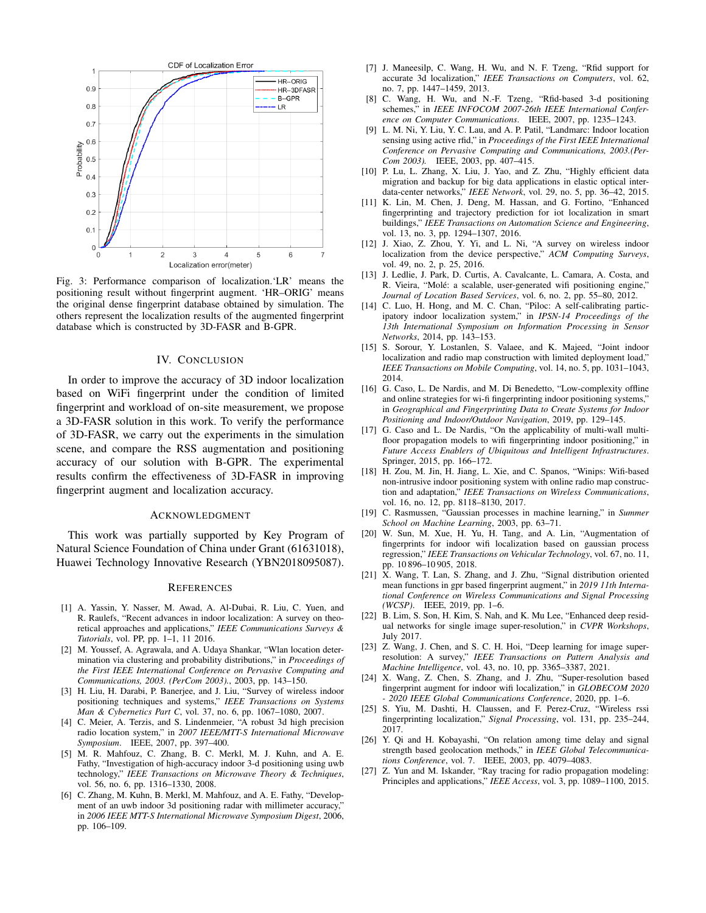CDF of Localization Error

Probability

Localization error(meter)

HR–ORIG
HR–3DFASR
B–GPR
LR

0
0.1
0.2
0.3
0.4
0.5
0.6
0.7
0.8
0.9
1

0
1
2
3
4
5
6
7

Fig. 3: Performance comparison of localization.'LR' means the positioning result without fingerprint augment. 'HR–ORIG' means the original dense fingerprint database obtained by simulation. The others represent the localization results of the augmented fingerprint database which is constructed by 3D-FASR and B-GPR.

## IV. Conclusion

In order to improve the accuracy of 3D indoor localization based on WiFi fingerprint under the condition of limited fingerprint and workload of on-site measurement, we propose a 3D-FASR solution in this work. To verify the performance of 3D-FASR, we carry out the experiments in the simulation scene, and compare the RSS augmentation and positioning accuracy of our solution with B-GPR. The experimental results confirm the effectiveness of 3D-FASR in improving fingerprint augment and localization accuracy.

## Acknowledgment

This work was partially supported by Key Program of Natural Science Foundation of China under Grant (61631018), Huawei Technology Innovative Research (YBN2018095087).

## References

[1] A. Yassin, Y. Nasser, M. Awad, A. Al-Dubai, R. Liu, C. Yuen, and R. Raulefs, "Recent advances in indoor localization: A survey on theoretical approaches and applications," *IEEE Communications Surveys & Tutorials*, vol. PP, pp. 1–1, 11 2016.

[2] M. Youssef, A. Agrawala, and A. Udaya Shankar, "Wlan location determination via clustering and probability distributions," in *Proceedings of the First IEEE International Conference on Pervasive Computing and Communications, 2003. (PerCom 2003).*, 2003, pp. 143–150.

[3] H. Liu, H. Darabi, P. Banerjee, and J. Liu, "Survey of wireless indoor positioning techniques and systems," *IEEE Transactions on Systems Man & Cybernetics Part C*, vol. 37, no. 6, pp. 1067–1080, 2007.

[4] C. Meier, A. Terzis, and S. Lindenmeier, "A robust 3d high precision radio location system," in *2007 IEEE/MTT-S International Microwave Symposium*. IEEE, 2007, pp. 397–400.

[5] M. R. Mahfouz, C. Zhang, B. C. Merkl, M. J. Kuhn, and A. E. Fathy, "Investigation of high-accuracy indoor 3-d positioning using uwb technology," *IEEE Transactions on Microwave Theory & Techniques*, vol. 56, no. 6, pp. 1316–1330, 2008.

[6] C. Zhang, M. Kuhn, B. Merkl, M. Mahfouz, and A. E. Fathy, "Development of an uwb indoor 3d positioning radar with millimeter accuracy," in *2006 IEEE MTT-S International Microwave Symposium Digest*, 2006, pp. 106–109.

[7] J. Maneesilp, C. Wang, H. Wu, and N. F. Tzeng, "Rfid support for accurate 3d localization," *IEEE Transactions on Computers*, vol. 62, no. 7, pp. 1447–1459, 2013.

[8] C. Wang, H. Wu, and N.-F. Tzeng, "Rfid-based 3-d positioning schemes," in *IEEE INFOCOM 2007-26th IEEE International Conference on Computer Communications*. IEEE, 2007, pp. 1235–1243.

[9] L. M. Ni, Y. Liu, Y. C. Lau, and A. P. Patil, "Landmarc: Indoor location sensing using active rfid," in *Proceedings of the First IEEE International Conference on Pervasive Computing and Communications, 2003.(PerCom 2003)*. IEEE, 2003, pp. 407–415.

[10] P. Lu, L. Zhang, X. Liu, J. Yao, and Z. Zhu, "Highly efficient data migration and backup for big data applications in elastic optical inter-data-center networks," *IEEE Network*, vol. 29, no. 5, pp. 36–42, 2015.

[11] K. Lin, M. Chen, J. Deng, M. Hassan, and G. Fortino, "Enhanced fingerprinting and trajectory prediction for iot localization in smart buildings," *IEEE Transactions on Automation Science and Engineering*, vol. 13, no. 3, pp. 1294–1307, 2016.

[12] J. Xiao, Z. Zhou, Y. Yi, and L. Ni, "A survey on wireless indoor localization from the device perspective," *ACM Computing Surveys*, vol. 49, no. 2, p. 25, 2016.

[13] J. Ledlie, J. Park, D. Curtis, A. Cavalcante, L. Camara, A. Costa, and R. Vieira, "Molé: a scalable, user-generated wifi positioning engine," *Journal of Location Based Services*, vol. 6, no. 2, pp. 55–80, 2012.

[14] C. Luo, H. Hong, and M. C. Chan, "Piloc: A self-calibrating participatory indoor localization system," in *IPSN-14 Proceedings of the 13th International Symposium on Information Processing in Sensor Networks*, 2014, pp. 143–153.

[15] S. Sorour, Y. Lostanlen, S. Valaee, and K. Majeed, "Joint indoor localization and radio map construction with limited deployment load," *IEEE Transactions on Mobile Computing*, vol. 14, no. 5, pp. 1031–1043, 2014.

[16] G. Caso, L. De Nardis, and M. Di Benedetto, "Low-complexity offline and online strategies for wi-fi fingerprinting indoor positioning systems," in *Geographical and Fingerprinting Data to Create Systems for Indoor Positioning and Indoor/Outdoor Navigation*, 2019, pp. 129–145.

[17] G. Caso and L. De Nardis, "On the applicability of multi-wall multi-floor propagation models to wifi fingerprinting indoor positioning," in *Future Access Enablers of Ubiquitous and Intelligent Infrastructures*. Springer, 2015, pp. 166–172.

[18] H. Zou, M. Jin, H. Jiang, L. Xie, and C. Spanos, "Winips: Wifi-based non-intrusive indoor positioning system with online radio map construction and adaptation," *IEEE Transactions on Wireless Communications*, vol. 16, no. 12, pp. 8118–8130, 2017.

[19] C. Rasmussen, "Gaussian processes in machine learning," in *Summer School on Machine Learning*, 2003, pp. 63–71.

[20] W. Sun, M. Xue, H. Yu, H. Tang, and A. Lin, "Augmentation of fingerprints for indoor wifi localization based on gaussian process regression," *IEEE Transactions on Vehicular Technology*, vol. 67, no. 11, pp. 10 896–10 905, 2018.

[21] X. Wang, T. Lan, S. Zhang, and J. Zhu, "Signal distribution oriented mean functions in gpr based fingerprint augment," in *2019 11th International Conference on Wireless Communications and Signal Processing (WCSP)*. IEEE, 2019, pp. 1–6.

[22] B. Lim, S. Son, H. Kim, S. Nah, and K. Mu Lee, "Enhanced deep residual networks for single image super-resolution," in *CVPR Workshops*, July 2017.

[23] Z. Wang, J. Chen, and S. C. H. Hoi, "Deep learning for image super-resolution: A survey," *IEEE Transactions on Pattern Analysis and Machine Intelligence*, vol. 43, no. 10, pp. 3365–3387, 2021.

[24] X. Wang, Z. Chen, S. Zhang, and J. Zhu, "Super-resolution based fingerprint augment for indoor wifi localization," in *GLOBECOM 2020 - 2020 IEEE Global Communications Conference*, 2020, pp. 1–6.

[25] S. Yiu, M. Dashti, H. Claussen, and F. Perez-Cruz, "Wireless rssi fingerprinting localization," *Signal Processing*, vol. 131, pp. 235–244, 2017.

[26] Y. Qi and H. Kobayashi, "On relation among time delay and signal strength based geolocation methods," in *IEEE Global Telecommunications Conference*, vol. 7. IEEE, 2003, pp. 4079–4083.

[27] Z. Yun and M. Iskander, "Ray tracing for radio propagation modeling: Principles and applications," *IEEE Access*, vol. 3, pp. 1089–1100, 2015.